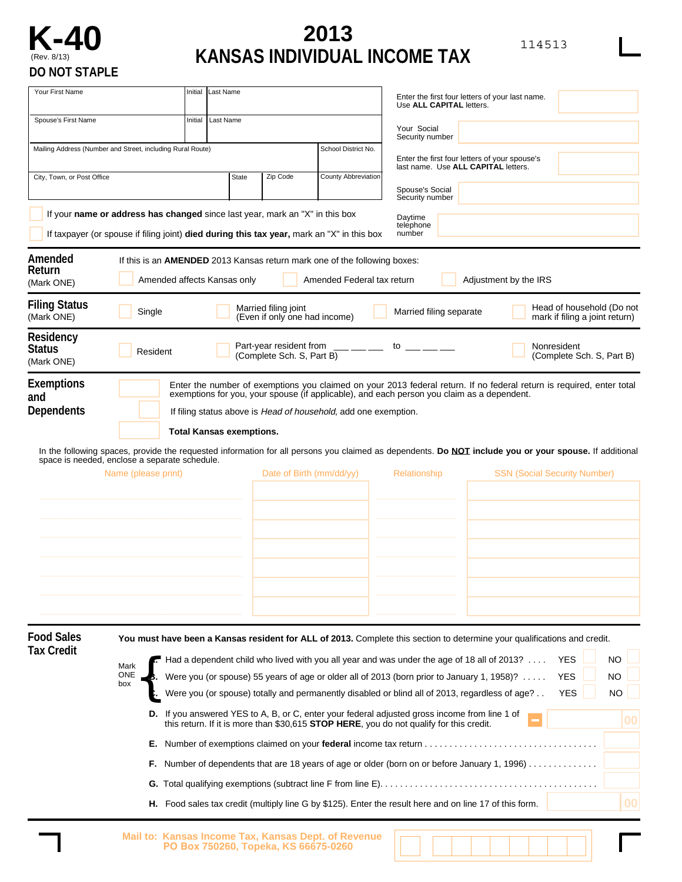# K-40

(Rev. 8/13)

**DO NOT STAPLE**

# 2013 KANSAS INDIVIDUAL INCOME TAX

114513

| Your First Name | Initial | Last Name |
|---|---|---|
| Spouse's First Name | Initial | Last Name |

| Mailing Address (Number and Street, including Rural Route) | School District No. |
|---|---|

| City, Town, or Post Office | State | Zip Code | County Abbreviation |
|---|---|---|---|

Enter the first four letters of your last name. Use **ALL CAPITAL** letters.

Your Social Security number

Enter the first four letters of your spouse's last name. Use **ALL CAPITAL** letters.

Spouse's Social Security number

Daytime telephone number

☐ If your **name or address has changed** since last year, mark an "X" in this box

☐ If taxpayer (or spouse if filing joint) **died during this tax year,** mark an "X" in this box

## Amended Return
(Mark ONE)

If this is an **AMENDED** 2013 Kansas return mark one of the following boxes:

☐ Amended affects Kansas only ☐ Amended Federal tax return ☐ Adjustment by the IRS

## Filing Status
(Mark ONE)

☐ Single ☐ Married filing joint (Even if only one had income) ☐ Married filing separate ☐ Head of household (Do not mark if filing a joint return)

## Residency Status
(Mark ONE)

☐ Resident ☐ Part-year resident from ___ ___ ___ to ___ ___ ___ (Complete Sch. S, Part B) ☐ Nonresident (Complete Sch. S, Part B)

## Exemptions and Dependents

Enter the number of exemptions you claimed on your 2013 federal return. If no federal return is required, enter total exemptions for you, your spouse (if applicable), and each person you claim as a dependent.

If filing status above is *Head of household*, add one exemption.

**Total Kansas exemptions.**

In the following spaces, provide the requested information for all persons you claimed as dependents. **Do NOT include you or your spouse.** If additional space is needed, enclose a separate schedule.

| Name (please print) | Date of Birth (mm/dd/yy) | Relationship | SSN (Social Security Number) |
|---|---|---|---|
| | | | |
| | | | |
| | | | |
| | | | |
| | | | |
| | | | |
| | | | |

## Food Sales Tax Credit

**You must have been a Kansas resident for ALL of 2013.** Complete this section to determine your qualifications and credit.

Mark ONE box

**A.** Had a dependent child who lived with you all year and was under the age of 18 all of 2013? . . . . YES ☐ NO ☐

**B.** Were you (or spouse) 55 years of age or older all of 2013 (born prior to January 1, 1958)? . . . . . YES ☐ NO ☐

**C.** Were you (or spouse) totally and permanently disabled or blind all of 2013, regardless of age? . . YES ☐ NO ☐

**D.** If you answered YES to A, B, or C, enter your federal adjusted gross income from line 1 of this return. If it is more than $30,615 **STOP HERE**, you do not qualify for this credit. ___ 00

**E.** Number of exemptions claimed on your **federal** income tax return . . . . . . . . . . . . . . . . . . . . . . . . . . . . . . . . . .

**F.** Number of dependents that are 18 years of age or older (born on or before January 1, 1996) . . . . . . . . . . . . . .

**G.** Total qualifying exemptions (subtract line F from line E). . . . . . . . . . . . . . . . . . . . . . . . . . . . . . . . . . . . . . . . . . .

**H.** Food sales tax credit (multiply line G by $125). Enter the result here and on line 17 of this form. ___ 00

**Mail to: Kansas Income Tax, Kansas Dept. of Revenue PO Box 750260, Topeka, KS 66675-0260**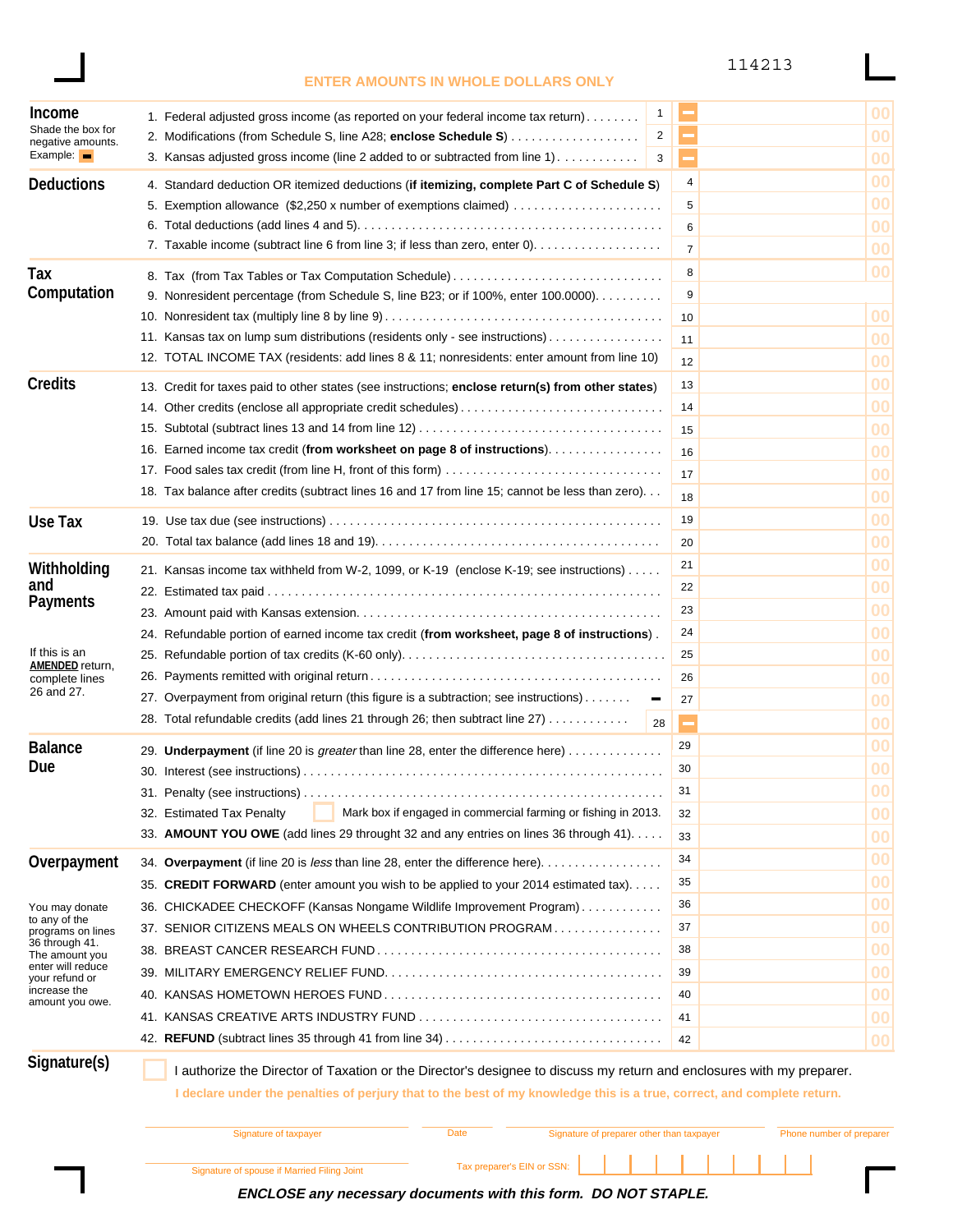114213

ENTER AMOUNTS IN WHOLE DOLLARS ONLY

## Income

Shade the box for negative amounts. Example: ▬

| | | | |
|---|---|---|---|
| 1. Federal adjusted gross income (as reported on your federal income tax return) | 1 | ▬ | 00 |
| 2. Modifications (from Schedule S, line A28; **enclose Schedule S**) | 2 | ▬ | 00 |
| 3. Kansas adjusted gross income (line 2 added to or subtracted from line 1) | 3 | ▬ | 00 |

## Deductions

| | | |
|---|---|---|
| 4. Standard deduction OR itemized deductions (**if itemizing, complete Part C of Schedule S**) | 4 | 00 |
| 5. Exemption allowance ($2,250 x number of exemptions claimed) | 5 | 00 |
| 6. Total deductions (add lines 4 and 5) | 6 | 00 |
| 7. Taxable income (subtract line 6 from line 3; if less than zero, enter 0) | 7 | 00 |

## Tax Computation

| | | |
|---|---|---|
| 8. Tax (from Tax Tables or Tax Computation Schedule) | 8 | 00 |
| 9. Nonresident percentage (from Schedule S, line B23; or if 100%, enter 100.0000) | 9 | |
| 10. Nonresident tax (multiply line 8 by line 9) | 10 | 00 |
| 11. Kansas tax on lump sum distributions (residents only - see instructions) | 11 | 00 |
| 12. TOTAL INCOME TAX (residents: add lines 8 & 11; nonresidents: enter amount from line 10) | 12 | 00 |

## Credits

| | | |
|---|---|---|
| 13. Credit for taxes paid to other states (see instructions; **enclose return(s) from other states**) | 13 | 00 |
| 14. Other credits (enclose all appropriate credit schedules) | 14 | 00 |
| 15. Subtotal (subtract lines 13 and 14 from line 12) | 15 | 00 |
| 16. Earned income tax credit (**from worksheet on page 8 of instructions**) | 16 | 00 |
| 17. Food sales tax credit (from line H, front of this form) | 17 | 00 |
| 18. Tax balance after credits (subtract lines 16 and 17 from line 15; cannot be less than zero) | 18 | 00 |

## Use Tax

| | | |
|---|---|---|
| 19. Use tax due (see instructions) | 19 | 00 |
| 20. Total tax balance (add lines 18 and 19) | 20 | 00 |

## Withholding and Payments

If this is an **AMENDED** return, complete lines 26 and 27.

| | | | |
|---|---|---|---|
| 21. Kansas income tax withheld from W-2, 1099, or K-19 (enclose K-19; see instructions) | 21 | | 00 |
| 22. Estimated tax paid | 22 | | 00 |
| 23. Amount paid with Kansas extension | 23 | | 00 |
| 24. Refundable portion of earned income tax credit (**from worksheet, page 8 of instructions**) | 24 | | 00 |
| 25. Refundable portion of tax credits (K-60 only) | 25 | | 00 |
| 26. Payments remitted with original return | 26 | | 00 |
| 27. Overpayment from original return (this figure is a subtraction; see instructions) | 27 | ▬ | 00 |
| 28. Total refundable credits (add lines 21 through 26; then subtract line 27) | 28 | ▬ | 00 |

## Balance Due

| | | |
|---|---|---|
| 29. **Underpayment** (if line 20 is *greater* than line 28, enter the difference here) | 29 | 00 |
| 30. Interest (see instructions) | 30 | 00 |
| 31. Penalty (see instructions) | 31 | 00 |
| 32. Estimated Tax Penalty ☐ Mark box if engaged in commercial farming or fishing in 2013. | 32 | 00 |
| 33. **AMOUNT YOU OWE** (add lines 29 throught 32 and any entries on lines 36 through 41) | 33 | 00 |

## Overpayment

You may donate to any of the programs on lines 36 through 41. The amount you enter will reduce your refund or increase the amount you owe.

| | | |
|---|---|---|
| 34. **Overpayment** (if line 20 is *less* than line 28, enter the difference here) | 34 | 00 |
| 35. **CREDIT FORWARD** (enter amount you wish to be applied to your 2014 estimated tax) | 35 | 00 |
| 36. CHICKADEE CHECKOFF (Kansas Nongame Wildlife Improvement Program) | 36 | 00 |
| 37. SENIOR CITIZENS MEALS ON WHEELS CONTRIBUTION PROGRAM | 37 | 00 |
| 38. BREAST CANCER RESEARCH FUND | 38 | 00 |
| 39. MILITARY EMERGENCY RELIEF FUND | 39 | 00 |
| 40. KANSAS HOMETOWN HEROES FUND | 40 | 00 |
| 41. KANSAS CREATIVE ARTS INDUSTRY FUND | 41 | 00 |
| 42. **REFUND** (subtract lines 35 through 41 from line 34) | 42 | 00 |

## Signature(s)

☐ I authorize the Director of Taxation or the Director's designee to discuss my return and enclosures with my preparer.

**I declare under the penalties of perjury that to the best of my knowledge this is a true, correct, and complete return.**

Signature of taxpayer | Date | Signature of preparer other than taxpayer | Phone number of preparer

Signature of spouse if Married Filing Joint | Tax preparer's EIN or SSN:

***ENCLOSE any necessary documents with this form. DO NOT STAPLE.***